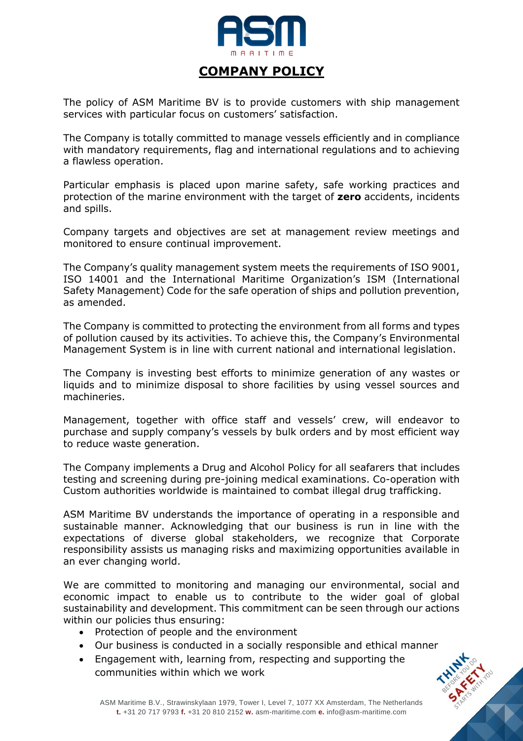# COMPANY POLICY

The policy of ASM Maritime BV is to provide customers with ship management services with particular focus on customers' satisfaction.

The Company is totally committed to manage vessels efficiently and in compliance with mandatory requirements, flag and international regulations and to achieving a flawless operation.

Particular emphasis is placed upon marine safety, safe working practices and protection of the marine environment with the target of **zero** accidents, incidents and spills.

Company targets and objectives are set at management review meetings and monitored to ensure continual improvement.

The Company's quality management system meets the requirements of ISO 9001, ISO 14001 and the International Maritime Organization's ISM (International Safety Management) Code for the safe operation of ships and pollution prevention, as amended.

The Company is committed to protecting the environment from all forms and types of pollution caused by its activities. To achieve this, the Company's Environmental Management System is in line with current national and international legislation.

The Company is investing best efforts to minimize generation of any wastes or liquids and to minimize disposal to shore facilities by using vessel sources and machineries.

Management, together with office staff and vessels' crew, will endeavor to purchase and supply company's vessels by bulk orders and by most efficient way to reduce waste generation.

The Company implements a Drug and Alcohol Policy for all seafarers that includes testing and screening during pre-joining medical examinations. Co-operation with Custom authorities worldwide is maintained to combat illegal drug trafficking.

ASM Maritime BV understands the importance of operating in a responsible and sustainable manner. Acknowledging that our business is run in line with the expectations of diverse global stakeholders, we recognize that Corporate responsibility assists us managing risks and maximizing opportunities available in an ever changing world.

We are committed to monitoring and managing our environmental, social and economic impact to enable us to contribute to the wider goal of global sustainability and development. This commitment can be seen through our actions within our policies thus ensuring:

- Protection of people and the environment
- Our business is conducted in a socially responsible and ethical manner
- Engagement with, learning from, respecting and supporting the communities within which we work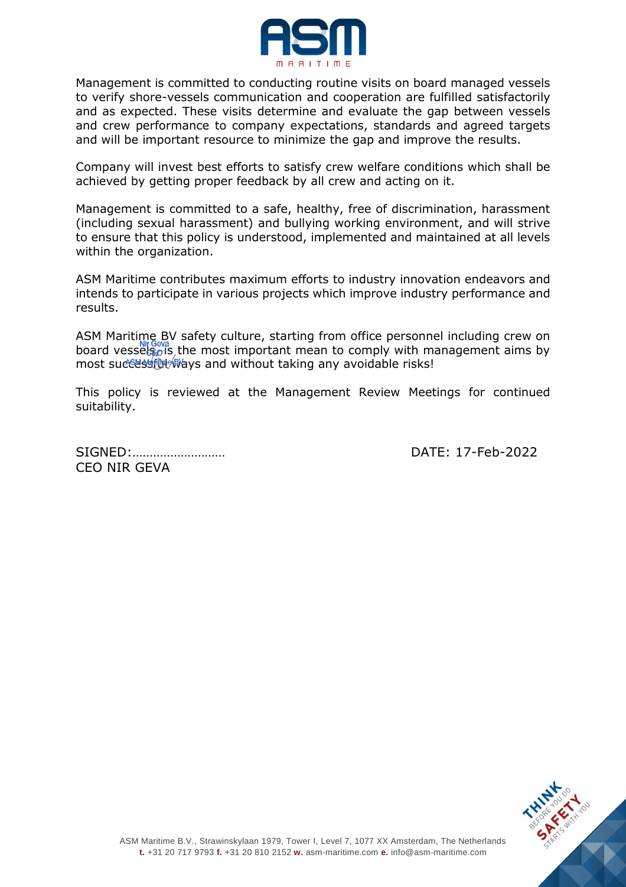Management is committed to conducting routine visits on board managed vessels to verify shore-vessels communication and cooperation are fulfilled satisfactorily and as expected. These visits determine and evaluate the gap between vessels and crew performance to company expectations, standards and agreed targets and will be important resource to minimize the gap and improve the results.

Company will invest best efforts to satisfy crew welfare conditions which shall be achieved by getting proper feedback by all crew and acting on it.

Management is committed to a safe, healthy, free of discrimination, harassment (including sexual harassment) and bullying working environment, and will strive to ensure that this policy is understood, implemented and maintained at all levels within the organization.

ASM Maritime contributes maximum efforts to industry innovation endeavors and intends to participate in various projects which improve industry performance and results.

ASM Maritime BV safety culture, starting from office personnel including crew on board vessels is the most important mean to comply with management aims by most successful ways and without taking any avoidable risks!

This policy is reviewed at the Management Review Meetings for continued suitability.

SIGNED:………………………
CEO NIR GEVA

DATE: 17-Feb-2022